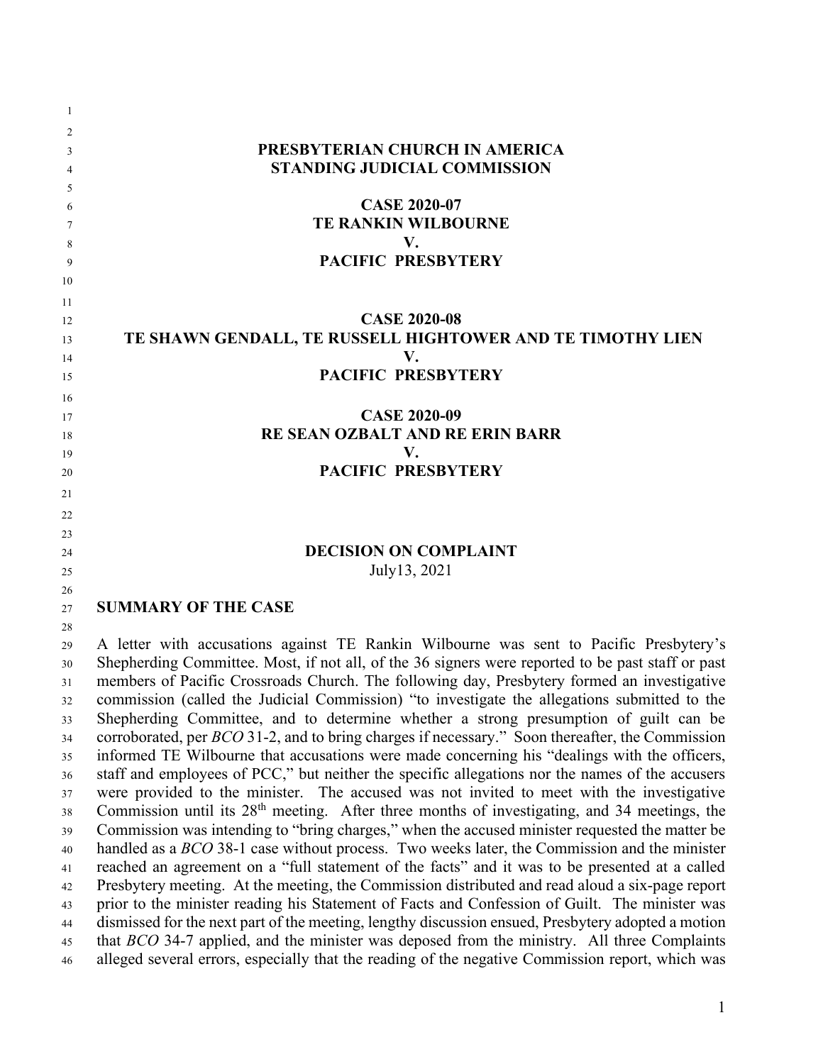**PRESBYTERIAN CHURCH IN AMERICA**
**STANDING JUDICIAL COMMISSION**

**CASE 2020-07**
**TE RANKIN WILBOURNE**
**V.**
**PACIFIC PRESBYTERY**

**CASE 2020-08**
**TE SHAWN GENDALL, TE RUSSELL HIGHTOWER AND TE TIMOTHY LIEN**
**V.**
**PACIFIC PRESBYTERY**

**CASE 2020-09**
**RE SEAN OZBALT AND RE ERIN BARR**
**V.**
**PACIFIC PRESBYTERY**

**DECISION ON COMPLAINT**
July13, 2021

## SUMMARY OF THE CASE

A letter with accusations against TE Rankin Wilbourne was sent to Pacific Presbytery's Shepherding Committee. Most, if not all, of the 36 signers were reported to be past staff or past members of Pacific Crossroads Church. The following day, Presbytery formed an investigative commission (called the Judicial Commission) "to investigate the allegations submitted to the Shepherding Committee, and to determine whether a strong presumption of guilt can be corroborated, per *BCO* 31-2, and to bring charges if necessary." Soon thereafter, the Commission informed TE Wilbourne that accusations were made concerning his "dealings with the officers, staff and employees of PCC," but neither the specific allegations nor the names of the accusers were provided to the minister. The accused was not invited to meet with the investigative Commission until its 28th meeting. After three months of investigating, and 34 meetings, the Commission was intending to "bring charges," when the accused minister requested the matter be handled as a *BCO* 38-1 case without process. Two weeks later, the Commission and the minister reached an agreement on a "full statement of the facts" and it was to be presented at a called Presbytery meeting. At the meeting, the Commission distributed and read aloud a six-page report prior to the minister reading his Statement of Facts and Confession of Guilt. The minister was dismissed for the next part of the meeting, lengthy discussion ensued, Presbytery adopted a motion that *BCO* 34-7 applied, and the minister was deposed from the ministry. All three Complaints alleged several errors, especially that the reading of the negative Commission report, which was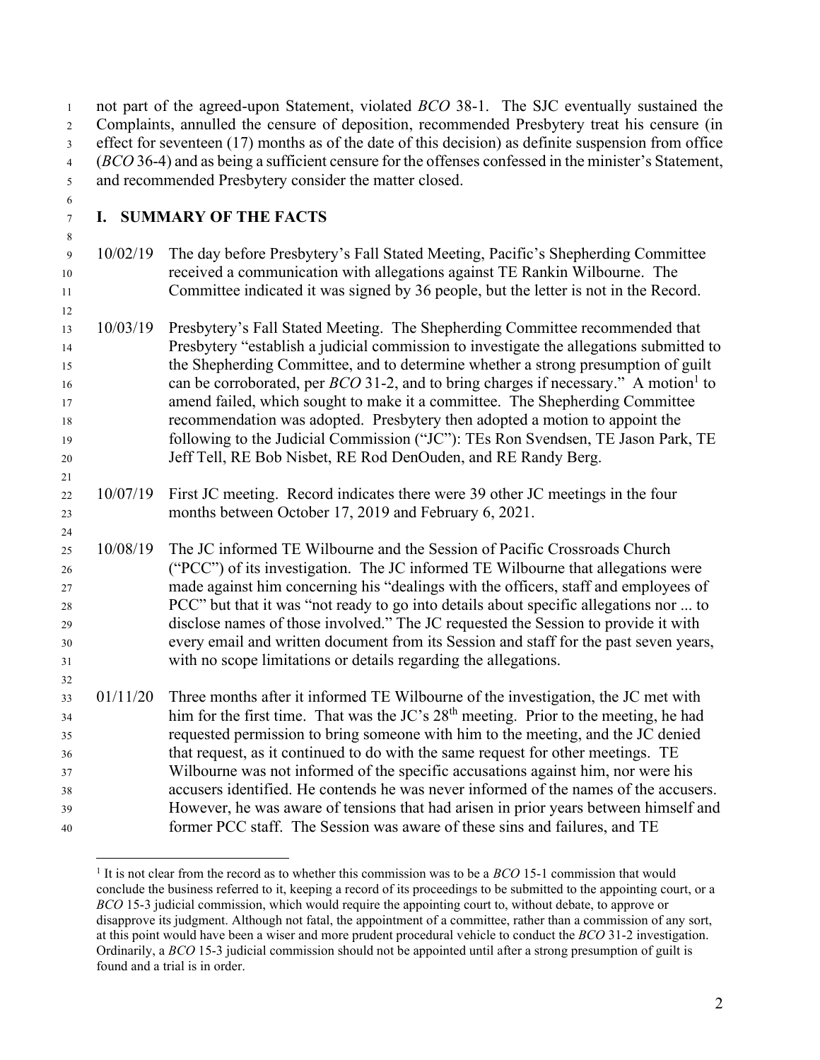not part of the agreed-upon Statement, violated *BCO* 38-1. The SJC eventually sustained the Complaints, annulled the censure of deposition, recommended Presbytery treat his censure (in effect for seventeen (17) months as of the date of this decision) as definite suspension from office (*BCO* 36-4) and as being a sufficient censure for the offenses confessed in the minister's Statement, and recommended Presbytery consider the matter closed.

## I. SUMMARY OF THE FACTS

10/02/19 The day before Presbytery's Fall Stated Meeting, Pacific's Shepherding Committee received a communication with allegations against TE Rankin Wilbourne. The Committee indicated it was signed by 36 people, but the letter is not in the Record.

10/03/19 Presbytery's Fall Stated Meeting. The Shepherding Committee recommended that Presbytery "establish a judicial commission to investigate the allegations submitted to the Shepherding Committee, and to determine whether a strong presumption of guilt can be corroborated, per *BCO* 31-2, and to bring charges if necessary." A motion[1] to amend failed, which sought to make it a committee. The Shepherding Committee recommendation was adopted. Presbytery then adopted a motion to appoint the following to the Judicial Commission ("JC"): TEs Ron Svendsen, TE Jason Park, TE Jeff Tell, RE Bob Nisbet, RE Rod DenOuden, and RE Randy Berg.

10/07/19 First JC meeting. Record indicates there were 39 other JC meetings in the four months between October 17, 2019 and February 6, 2021.

10/08/19 The JC informed TE Wilbourne and the Session of Pacific Crossroads Church ("PCC") of its investigation. The JC informed TE Wilbourne that allegations were made against him concerning his "dealings with the officers, staff and employees of PCC" but that it was "not ready to go into details about specific allegations nor ... to disclose names of those involved." The JC requested the Session to provide it with every email and written document from its Session and staff for the past seven years, with no scope limitations or details regarding the allegations.

01/11/20 Three months after it informed TE Wilbourne of the investigation, the JC met with him for the first time. That was the JC's 28th meeting. Prior to the meeting, he had requested permission to bring someone with him to the meeting, and the JC denied that request, as it continued to do with the same request for other meetings. TE Wilbourne was not informed of the specific accusations against him, nor were his accusers identified. He contends he was never informed of the names of the accusers. However, he was aware of tensions that had arisen in prior years between himself and former PCC staff. The Session was aware of these sins and failures, and TE

---

[1] It is not clear from the record as to whether this commission was to be a *BCO* 15-1 commission that would conclude the business referred to it, keeping a record of its proceedings to be submitted to the appointing court, or a *BCO* 15-3 judicial commission, which would require the appointing court to, without debate, to approve or disapprove its judgment. Although not fatal, the appointment of a committee, rather than a commission of any sort, at this point would have been a wiser and more prudent procedural vehicle to conduct the *BCO* 31-2 investigation. Ordinarily, a *BCO* 15-3 judicial commission should not be appointed until after a strong presumption of guilt is found and a trial is in order.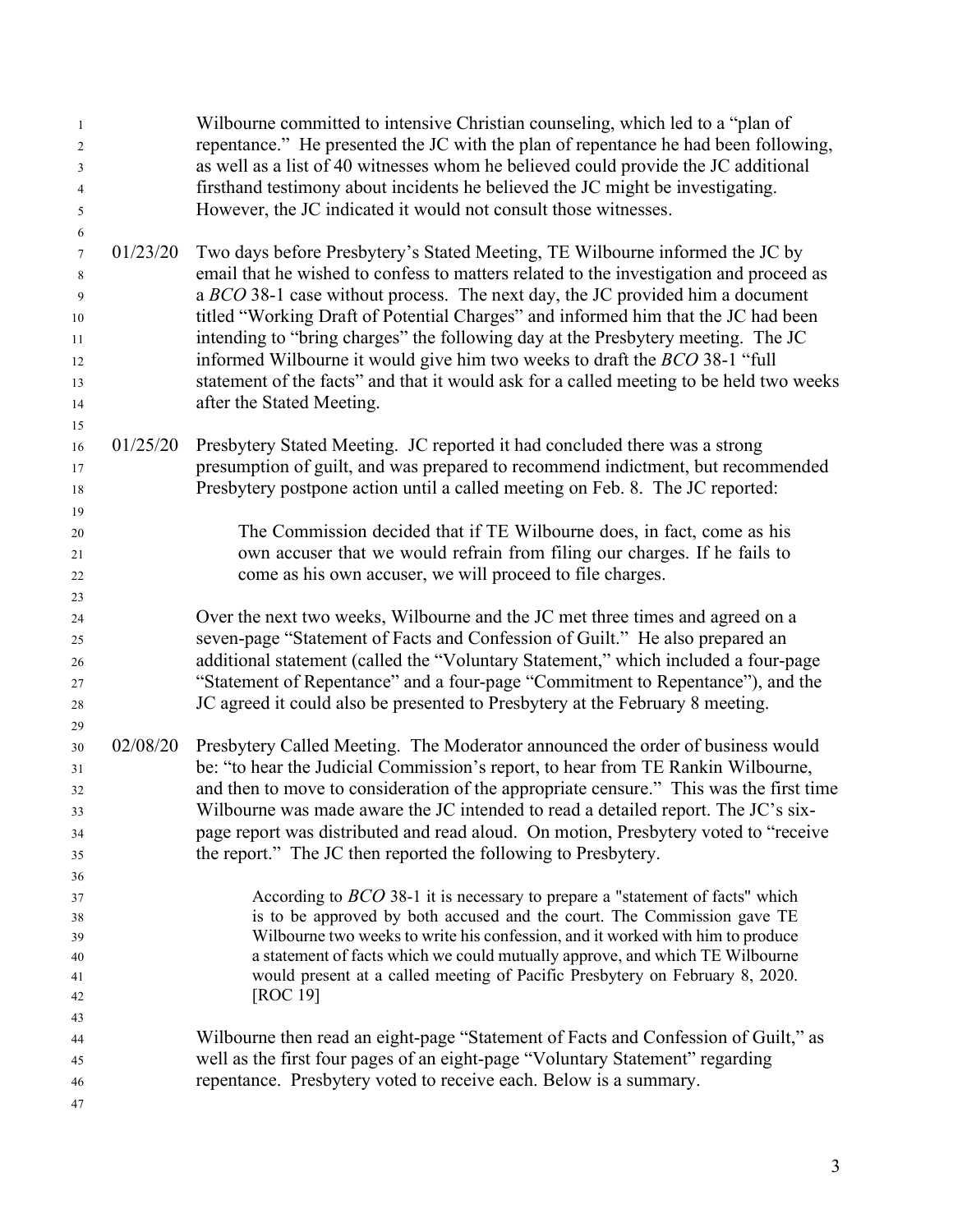Wilbourne committed to intensive Christian counseling, which led to a "plan of repentance." He presented the JC with the plan of repentance he had been following, as well as a list of 40 witnesses whom he believed could provide the JC additional firsthand testimony about incidents he believed the JC might be investigating. However, the JC indicated it would not consult those witnesses.

01/23/20 Two days before Presbytery's Stated Meeting, TE Wilbourne informed the JC by email that he wished to confess to matters related to the investigation and proceed as a *BCO* 38-1 case without process. The next day, the JC provided him a document titled "Working Draft of Potential Charges" and informed him that the JC had been intending to "bring charges" the following day at the Presbytery meeting. The JC informed Wilbourne it would give him two weeks to draft the *BCO* 38-1 "full statement of the facts" and that it would ask for a called meeting to be held two weeks after the Stated Meeting.

01/25/20 Presbytery Stated Meeting. JC reported it had concluded there was a strong presumption of guilt, and was prepared to recommend indictment, but recommended Presbytery postpone action until a called meeting on Feb. 8. The JC reported:

> The Commission decided that if TE Wilbourne does, in fact, come as his own accuser that we would refrain from filing our charges. If he fails to come as his own accuser, we will proceed to file charges.

Over the next two weeks, Wilbourne and the JC met three times and agreed on a seven-page "Statement of Facts and Confession of Guilt." He also prepared an additional statement (called the "Voluntary Statement," which included a four-page "Statement of Repentance" and a four-page "Commitment to Repentance"), and the JC agreed it could also be presented to Presbytery at the February 8 meeting.

02/08/20 Presbytery Called Meeting. The Moderator announced the order of business would be: "to hear the Judicial Commission's report, to hear from TE Rankin Wilbourne, and then to move to consideration of the appropriate censure." This was the first time Wilbourne was made aware the JC intended to read a detailed report. The JC's six-page report was distributed and read aloud. On motion, Presbytery voted to "receive the report." The JC then reported the following to Presbytery.

> According to *BCO* 38-1 it is necessary to prepare a "statement of facts" which is to be approved by both accused and the court. The Commission gave TE Wilbourne two weeks to write his confession, and it worked with him to produce a statement of facts which we could mutually approve, and which TE Wilbourne would present at a called meeting of Pacific Presbytery on February 8, 2020. [ROC 19]

Wilbourne then read an eight-page "Statement of Facts and Confession of Guilt," as well as the first four pages of an eight-page "Voluntary Statement" regarding repentance. Presbytery voted to receive each. Below is a summary.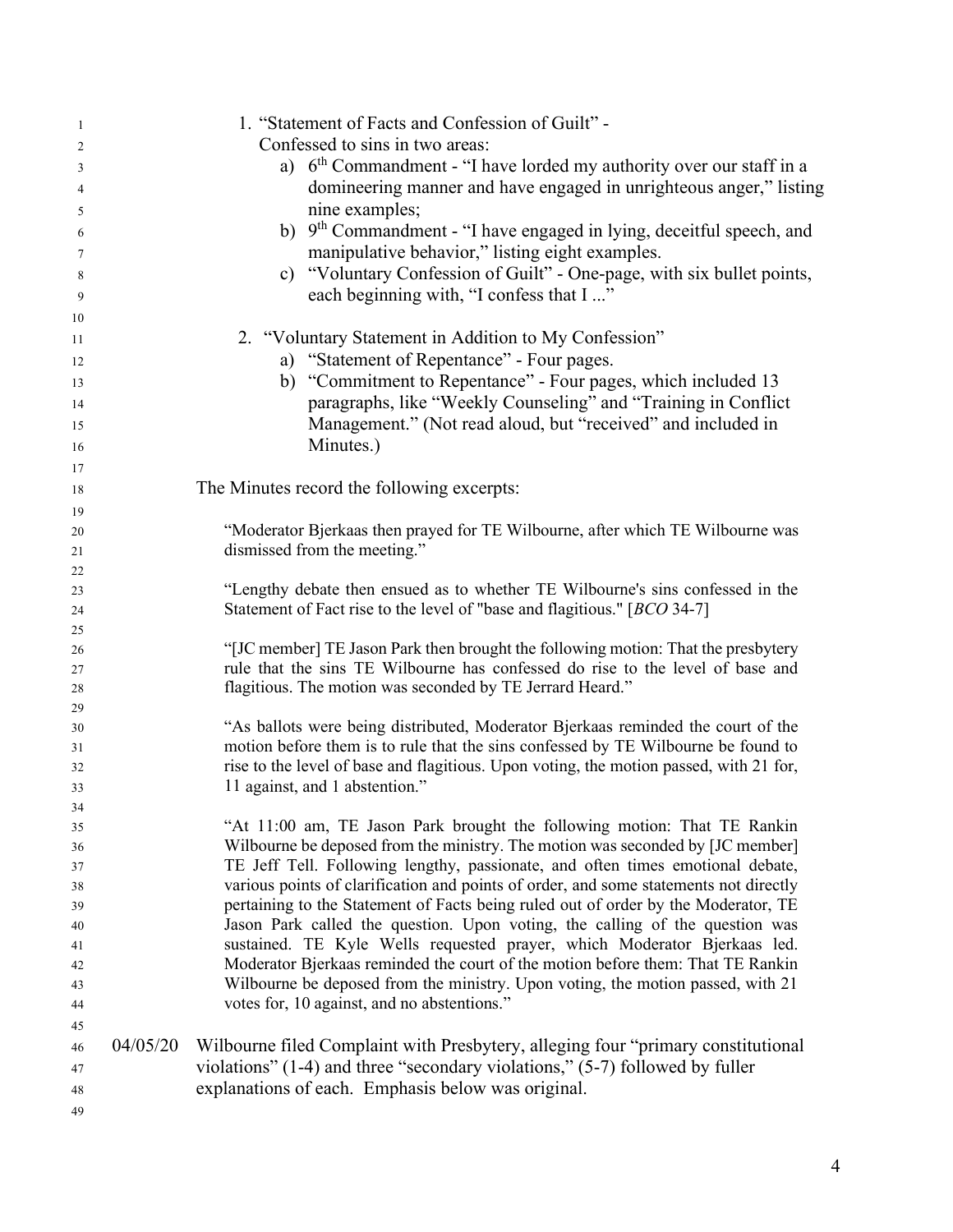1. "Statement of Facts and Confession of Guilt" -
   Confessed to sins in two areas:
   a) 6th Commandment - "I have lorded my authority over our staff in a domineering manner and have engaged in unrighteous anger," listing nine examples;
   b) 9th Commandment - "I have engaged in lying, deceitful speech, and manipulative behavior," listing eight examples.
   c) "Voluntary Confession of Guilt" - One-page, with six bullet points, each beginning with, "I confess that I ..."

2. "Voluntary Statement in Addition to My Confession"
   a) "Statement of Repentance" - Four pages.
   b) "Commitment to Repentance" - Four pages, which included 13 paragraphs, like "Weekly Counseling" and "Training in Conflict Management." (Not read aloud, but "received" and included in Minutes.)

The Minutes record the following excerpts:

> "Moderator Bjerkaas then prayed for TE Wilbourne, after which TE Wilbourne was dismissed from the meeting."
>
> "Lengthy debate then ensued as to whether TE Wilbourne's sins confessed in the Statement of Fact rise to the level of "base and flagitious." [*BCO* 34-7]
>
> "[JC member] TE Jason Park then brought the following motion: That the presbytery rule that the sins TE Wilbourne has confessed do rise to the level of base and flagitious. The motion was seconded by TE Jerrard Heard."
>
> "As ballots were being distributed, Moderator Bjerkaas reminded the court of the motion before them is to rule that the sins confessed by TE Wilbourne be found to rise to the level of base and flagitious. Upon voting, the motion passed, with 21 for, 11 against, and 1 abstention."
>
> "At 11:00 am, TE Jason Park brought the following motion: That TE Rankin Wilbourne be deposed from the ministry. The motion was seconded by [JC member] TE Jeff Tell. Following lengthy, passionate, and often times emotional debate, various points of clarification and points of order, and some statements not directly pertaining to the Statement of Facts being ruled out of order by the Moderator, TE Jason Park called the question. Upon voting, the calling of the question was sustained. TE Kyle Wells requested prayer, which Moderator Bjerkaas led. Moderator Bjerkaas reminded the court of the motion before them: That TE Rankin Wilbourne be deposed from the ministry. Upon voting, the motion passed, with 21 votes for, 10 against, and no abstentions."

04/05/20 Wilbourne filed Complaint with Presbytery, alleging four "primary constitutional violations" (1-4) and three "secondary violations," (5-7) followed by fuller explanations of each. Emphasis below was original.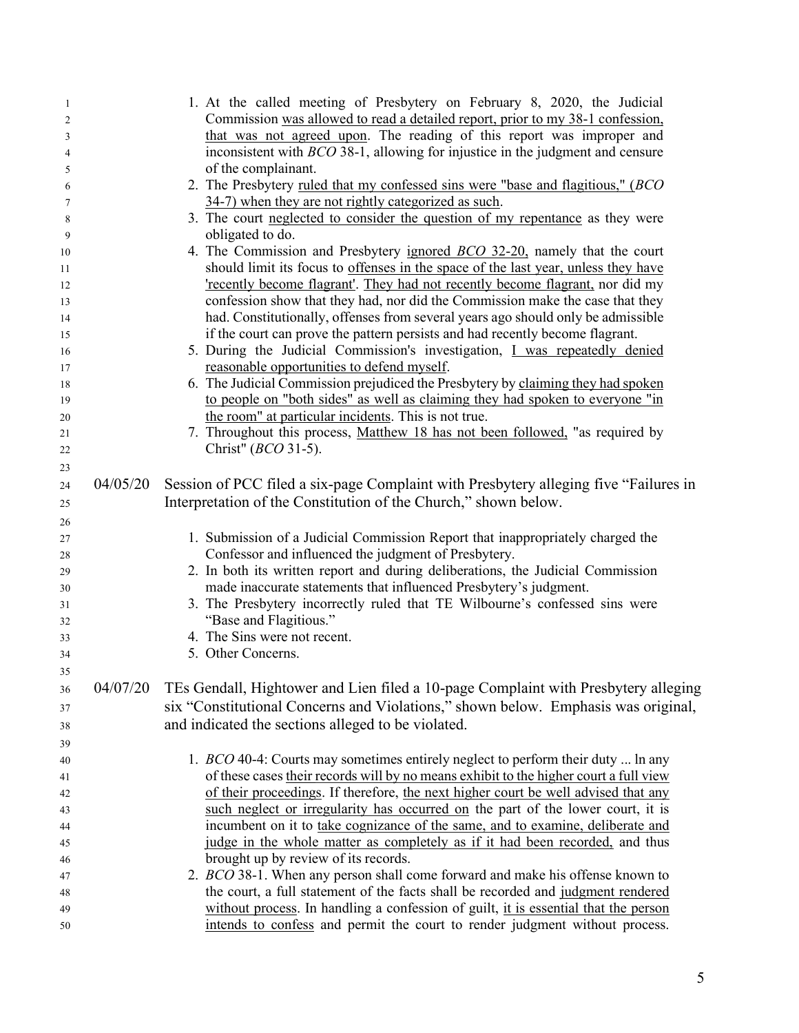1. At the called meeting of Presbytery on February 8, 2020, the Judicial Commission <u>was allowed to read a detailed report, prior to my 38-1 confession, that was not agreed upon</u>. The reading of this report was improper and inconsistent with *BCO* 38-1, allowing for injustice in the judgment and censure of the complainant.
2. The Presbytery <u>ruled that my confessed sins were "base and flagitious," (*BCO* 34-7) when they are not rightly categorized as such</u>.
3. The court <u>neglected to consider the question of my repentance</u> as they were obligated to do.
4. The Commission and Presbytery <u>ignored *BCO* 32-20,</u> namely that the court should limit its focus to <u>offenses in the space of the last year, unless they have 'recently become flagrant'</u>. <u>They had not recently become flagrant,</u> nor did my confession show that they had, nor did the Commission make the case that they had. Constitutionally, offenses from several years ago should only be admissible if the court can prove the pattern persists and had recently become flagrant.
5. During the Judicial Commission's investigation, <u>I was repeatedly denied reasonable opportunities to defend myself</u>.
6. The Judicial Commission prejudiced the Presbytery by <u>claiming they had spoken to people on "both sides" as well as claiming they had spoken to everyone "in the room" at particular incidents</u>. This is not true.
7. Throughout this process, <u>Matthew 18 has not been followed,</u> "as required by Christ" (*BCO* 31-5).

04/05/20 Session of PCC filed a six-page Complaint with Presbytery alleging five "Failures in Interpretation of the Constitution of the Church," shown below.

1. Submission of a Judicial Commission Report that inappropriately charged the Confessor and influenced the judgment of Presbytery.
2. In both its written report and during deliberations, the Judicial Commission made inaccurate statements that influenced Presbytery's judgment.
3. The Presbytery incorrectly ruled that TE Wilbourne's confessed sins were "Base and Flagitious."
4. The Sins were not recent.
5. Other Concerns.

04/07/20 TEs Gendall, Hightower and Lien filed a 10-page Complaint with Presbytery alleging six "Constitutional Concerns and Violations," shown below. Emphasis was original, and indicated the sections alleged to be violated.

1. *BCO* 40-4: Courts may sometimes entirely neglect to perform their duty ... ln any of these cases <u>their records will by no means exhibit to the higher court a full view of their proceedings</u>. If therefore, <u>the next higher court be well advised that any such neglect or irregularity has occurred on</u> the part of the lower court, it is incumbent on it to <u>take cognizance of the same, and to examine, deliberate and judge in the whole matter as completely as if it had been recorded,</u> and thus brought up by review of its records.
2. *BCO* 38-1. When any person shall come forward and make his offense known to the court, a full statement of the facts shall be recorded and <u>judgment rendered without process</u>. In handling a confession of guilt, <u>it is essential that the person intends to confess</u> and permit the court to render judgment without process.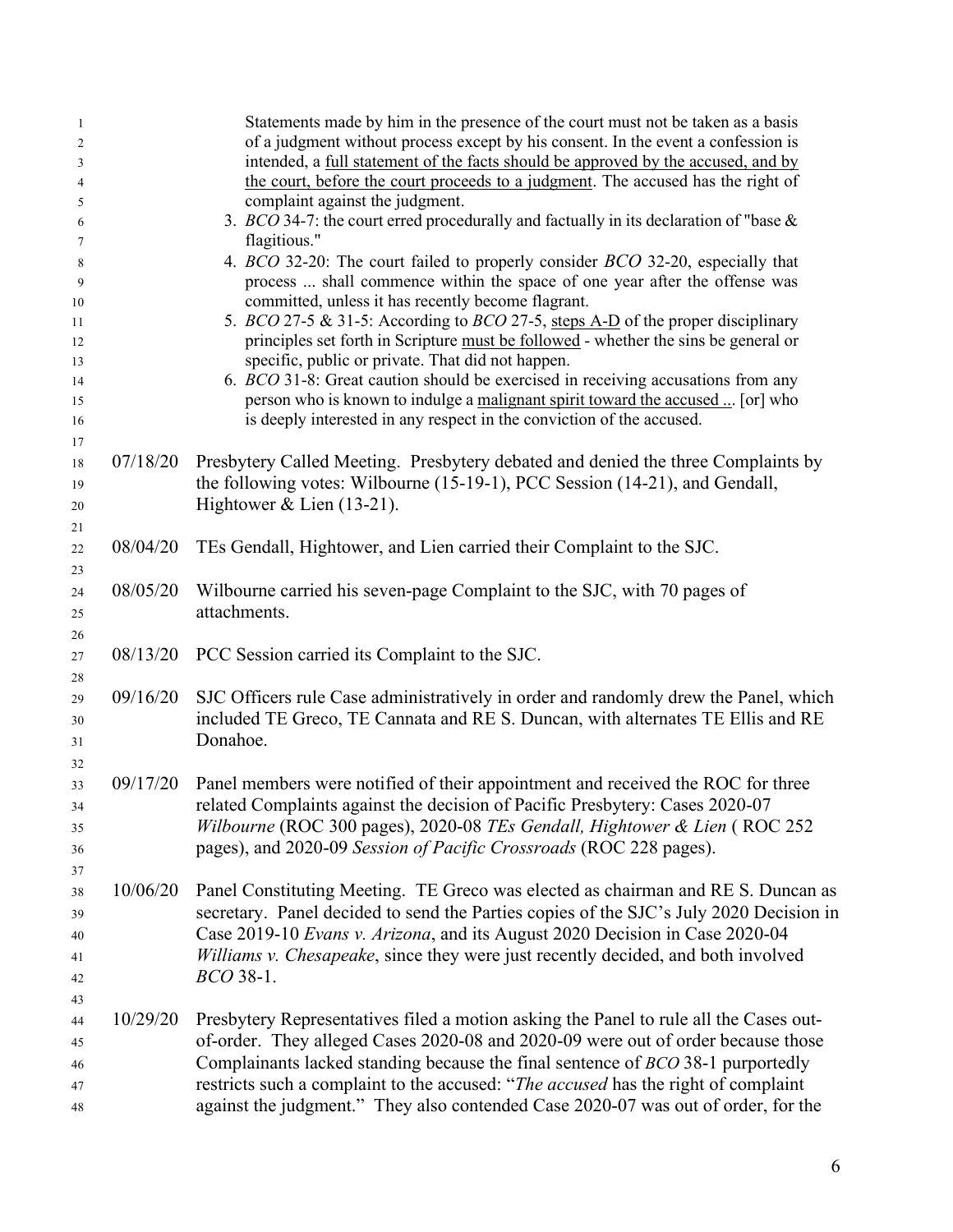Statements made by him in the presence of the court must not be taken as a basis of a judgment without process except by his consent. In the event a confession is intended, a <u>full statement of the facts should be approved by the accused, and by the court, before the court proceeds to a judgment</u>. The accused has the right of complaint against the judgment.

3. *BCO* 34-7: the court erred procedurally and factually in its declaration of "base & flagitious."
4. *BCO* 32-20: The court failed to properly consider *BCO* 32-20, especially that process ... shall commence within the space of one year after the offense was committed, unless it has recently become flagrant.
5. *BCO* 27-5 & 31-5: According to *BCO* 27-5, <u>steps A-D</u> of the proper disciplinary principles set forth in Scripture <u>must be followed</u> - whether the sins be general or specific, public or private. That did not happen.
6. *BCO* 31-8: Great caution should be exercised in receiving accusations from any person who is known to indulge a <u>malignant spirit toward the accused ...</u> [or] who is deeply interested in any respect in the conviction of the accused.

07/18/20 Presbytery Called Meeting. Presbytery debated and denied the three Complaints by the following votes: Wilbourne (15-19-1), PCC Session (14-21), and Gendall, Hightower & Lien (13-21).

08/04/20 TEs Gendall, Hightower, and Lien carried their Complaint to the SJC.

08/05/20 Wilbourne carried his seven-page Complaint to the SJC, with 70 pages of attachments.

08/13/20 PCC Session carried its Complaint to the SJC.

09/16/20 SJC Officers rule Case administratively in order and randomly drew the Panel, which included TE Greco, TE Cannata and RE S. Duncan, with alternates TE Ellis and RE Donahoe.

09/17/20 Panel members were notified of their appointment and received the ROC for three related Complaints against the decision of Pacific Presbytery: Cases 2020-07 *Wilbourne* (ROC 300 pages), 2020-08 *TEs Gendall, Hightower & Lien* ( ROC 252 pages), and 2020-09 *Session of Pacific Crossroads* (ROC 228 pages).

10/06/20 Panel Constituting Meeting. TE Greco was elected as chairman and RE S. Duncan as secretary. Panel decided to send the Parties copies of the SJC's July 2020 Decision in Case 2019-10 *Evans v. Arizona*, and its August 2020 Decision in Case 2020-04 *Williams v. Chesapeake*, since they were just recently decided, and both involved *BCO* 38-1.

10/29/20 Presbytery Representatives filed a motion asking the Panel to rule all the Cases out-of-order. They alleged Cases 2020-08 and 2020-09 were out of order because those Complainants lacked standing because the final sentence of *BCO* 38-1 purportedly restricts such a complaint to the accused: "*The accused* has the right of complaint against the judgment." They also contended Case 2020-07 was out of order, for the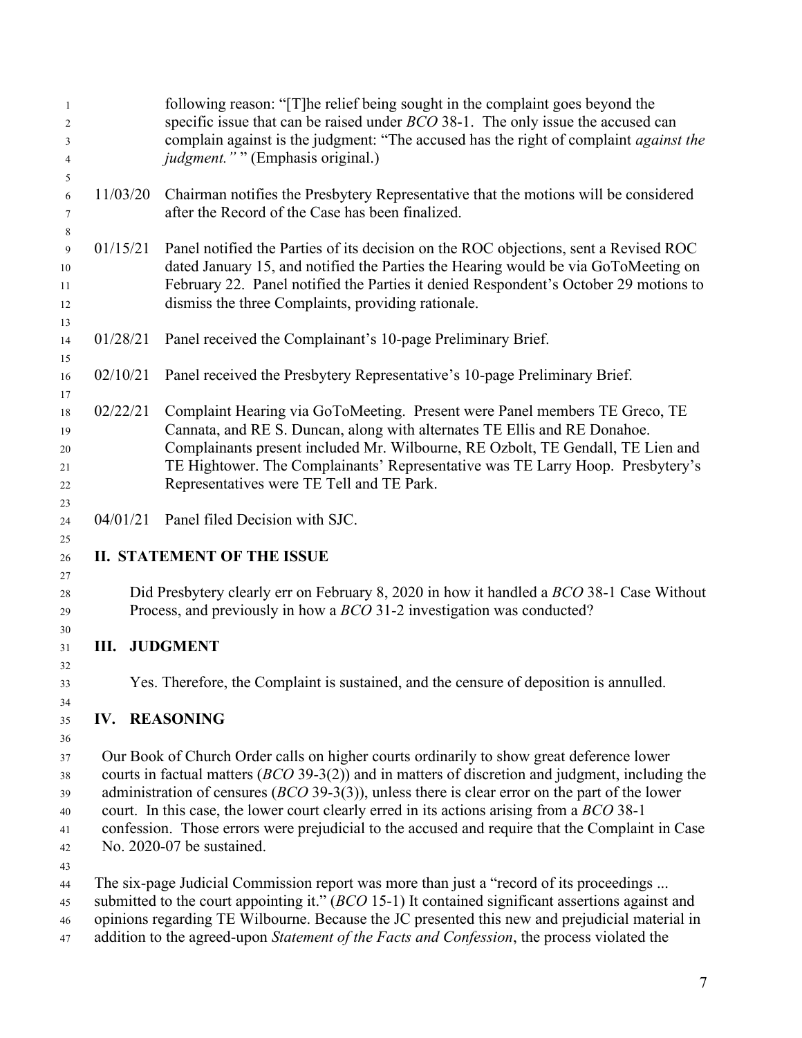following reason: "[T]he relief being sought in the complaint goes beyond the specific issue that can be raised under *BCO* 38-1. The only issue the accused can complain against is the judgment: "The accused has the right of complaint *against the judgment.*" " (Emphasis original.)

11/03/20 Chairman notifies the Presbytery Representative that the motions will be considered after the Record of the Case has been finalized.

01/15/21 Panel notified the Parties of its decision on the ROC objections, sent a Revised ROC dated January 15, and notified the Parties the Hearing would be via GoToMeeting on February 22. Panel notified the Parties it denied Respondent's October 29 motions to dismiss the three Complaints, providing rationale.

01/28/21 Panel received the Complainant's 10-page Preliminary Brief.

02/10/21 Panel received the Presbytery Representative's 10-page Preliminary Brief.

02/22/21 Complaint Hearing via GoToMeeting. Present were Panel members TE Greco, TE Cannata, and RE S. Duncan, along with alternates TE Ellis and RE Donahoe. Complainants present included Mr. Wilbourne, RE Ozbolt, TE Gendall, TE Lien and TE Hightower. The Complainants' Representative was TE Larry Hoop. Presbytery's Representatives were TE Tell and TE Park.

04/01/21 Panel filed Decision with SJC.

## II. STATEMENT OF THE ISSUE

Did Presbytery clearly err on February 8, 2020 in how it handled a *BCO* 38-1 Case Without Process, and previously in how a *BCO* 31-2 investigation was conducted?

## III. JUDGMENT

Yes. Therefore, the Complaint is sustained, and the censure of deposition is annulled.

## IV. REASONING

Our Book of Church Order calls on higher courts ordinarily to show great deference lower courts in factual matters (*BCO* 39-3(2)) and in matters of discretion and judgment, including the administration of censures (*BCO* 39-3(3)), unless there is clear error on the part of the lower court. In this case, the lower court clearly erred in its actions arising from a *BCO* 38-1 confession. Those errors were prejudicial to the accused and require that the Complaint in Case No. 2020-07 be sustained.

The six-page Judicial Commission report was more than just a "record of its proceedings ... submitted to the court appointing it." (*BCO* 15-1) It contained significant assertions against and opinions regarding TE Wilbourne. Because the JC presented this new and prejudicial material in addition to the agreed-upon *Statement of the Facts and Confession*, the process violated the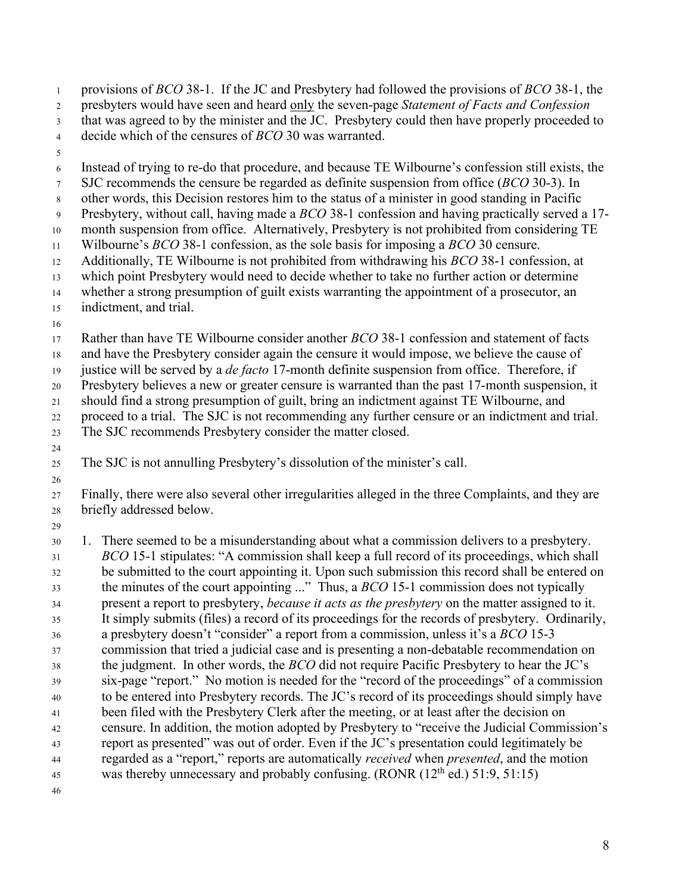provisions of *BCO* 38-1. If the JC and Presbytery had followed the provisions of *BCO* 38-1, the presbyters would have seen and heard only the seven-page *Statement of Facts and Confession* that was agreed to by the minister and the JC. Presbytery could then have properly proceeded to decide which of the censures of *BCO* 30 was warranted.

Instead of trying to re-do that procedure, and because TE Wilbourne's confession still exists, the SJC recommends the censure be regarded as definite suspension from office (*BCO* 30-3). In other words, this Decision restores him to the status of a minister in good standing in Pacific Presbytery, without call, having made a *BCO* 38-1 confession and having practically served a 17-month suspension from office. Alternatively, Presbytery is not prohibited from considering TE Wilbourne's *BCO* 38-1 confession, as the sole basis for imposing a *BCO* 30 censure. Additionally, TE Wilbourne is not prohibited from withdrawing his *BCO* 38-1 confession, at which point Presbytery would need to decide whether to take no further action or determine whether a strong presumption of guilt exists warranting the appointment of a prosecutor, an indictment, and trial.

Rather than have TE Wilbourne consider another *BCO* 38-1 confession and statement of facts and have the Presbytery consider again the censure it would impose, we believe the cause of justice will be served by a *de facto* 17-month definite suspension from office. Therefore, if Presbytery believes a new or greater censure is warranted than the past 17-month suspension, it should find a strong presumption of guilt, bring an indictment against TE Wilbourne, and proceed to a trial. The SJC is not recommending any further censure or an indictment and trial. The SJC recommends Presbytery consider the matter closed.

The SJC is not annulling Presbytery's dissolution of the minister's call.

Finally, there were also several other irregularities alleged in the three Complaints, and they are briefly addressed below.

1. There seemed to be a misunderstanding about what a commission delivers to a presbytery. *BCO* 15-1 stipulates: "A commission shall keep a full record of its proceedings, which shall be submitted to the court appointing it. Upon such submission this record shall be entered on the minutes of the court appointing ..." Thus, a *BCO* 15-1 commission does not typically present a report to presbytery, *because it acts as the presbytery* on the matter assigned to it. It simply submits (files) a record of its proceedings for the records of presbytery. Ordinarily, a presbytery doesn't "consider" a report from a commission, unless it's a *BCO* 15-3 commission that tried a judicial case and is presenting a non-debatable recommendation on the judgment. In other words, the *BCO* did not require Pacific Presbytery to hear the JC's six-page "report." No motion is needed for the "record of the proceedings" of a commission to be entered into Presbytery records. The JC's record of its proceedings should simply have been filed with the Presbytery Clerk after the meeting, or at least after the decision on censure. In addition, the motion adopted by Presbytery to "receive the Judicial Commission's report as presented" was out of order. Even if the JC's presentation could legitimately be regarded as a "report," reports are automatically *received* when *presented*, and the motion was thereby unnecessary and probably confusing. (RONR (12th ed.) 51:9, 51:15)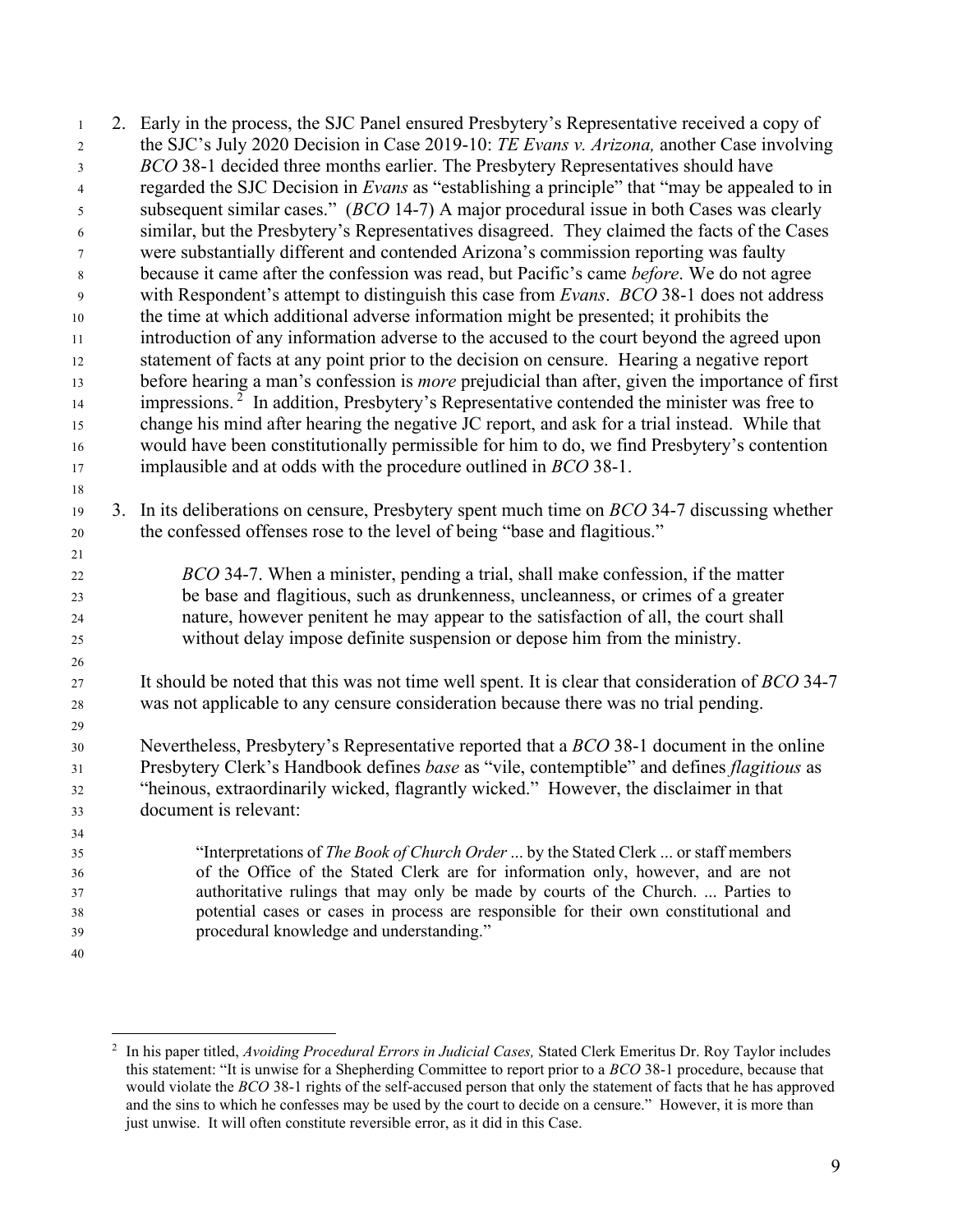2. Early in the process, the SJC Panel ensured Presbytery's Representative received a copy of the SJC's July 2020 Decision in Case 2019-10: *TE Evans v. Arizona,* another Case involving *BCO* 38-1 decided three months earlier. The Presbytery Representatives should have regarded the SJC Decision in *Evans* as "establishing a principle" that "may be appealed to in subsequent similar cases." (*BCO* 14-7) A major procedural issue in both Cases was clearly similar, but the Presbytery's Representatives disagreed. They claimed the facts of the Cases were substantially different and contended Arizona's commission reporting was faulty because it came after the confession was read, but Pacific's came *before*. We do not agree with Respondent's attempt to distinguish this case from *Evans*. *BCO* 38-1 does not address the time at which additional adverse information might be presented; it prohibits the introduction of any information adverse to the accused to the court beyond the agreed upon statement of facts at any point prior to the decision on censure. Hearing a negative report before hearing a man's confession is *more* prejudicial than after, given the importance of first impressions.[2] In addition, Presbytery's Representative contended the minister was free to change his mind after hearing the negative JC report, and ask for a trial instead. While that would have been constitutionally permissible for him to do, we find Presbytery's contention implausible and at odds with the procedure outlined in *BCO* 38-1.

3. In its deliberations on censure, Presbytery spent much time on *BCO* 34-7 discussing whether the confessed offenses rose to the level of being "base and flagitious."

   > *BCO* 34-7. When a minister, pending a trial, shall make confession, if the matter be base and flagitious, such as drunkenness, uncleanness, or crimes of a greater nature, however penitent he may appear to the satisfaction of all, the court shall without delay impose definite suspension or depose him from the ministry.

   It should be noted that this was not time well spent. It is clear that consideration of *BCO* 34-7 was not applicable to any censure consideration because there was no trial pending.

   Nevertheless, Presbytery's Representative reported that a *BCO* 38-1 document in the online Presbytery Clerk's Handbook defines *base* as "vile, contemptible" and defines *flagitious* as "heinous, extraordinarily wicked, flagrantly wicked." However, the disclaimer in that document is relevant:

   > "Interpretations of *The Book of Church Order* ... by the Stated Clerk ... or staff members of the Office of the Stated Clerk are for information only, however, and are not authoritative rulings that may only be made by courts of the Church. ... Parties to potential cases or cases in process are responsible for their own constitutional and procedural knowledge and understanding."

---

[2] In his paper titled, *Avoiding Procedural Errors in Judicial Cases,* Stated Clerk Emeritus Dr. Roy Taylor includes this statement: "It is unwise for a Shepherding Committee to report prior to a *BCO* 38-1 procedure, because that would violate the *BCO* 38-1 rights of the self-accused person that only the statement of facts that he has approved and the sins to which he confesses may be used by the court to decide on a censure." However, it is more than just unwise. It will often constitute reversible error, as it did in this Case.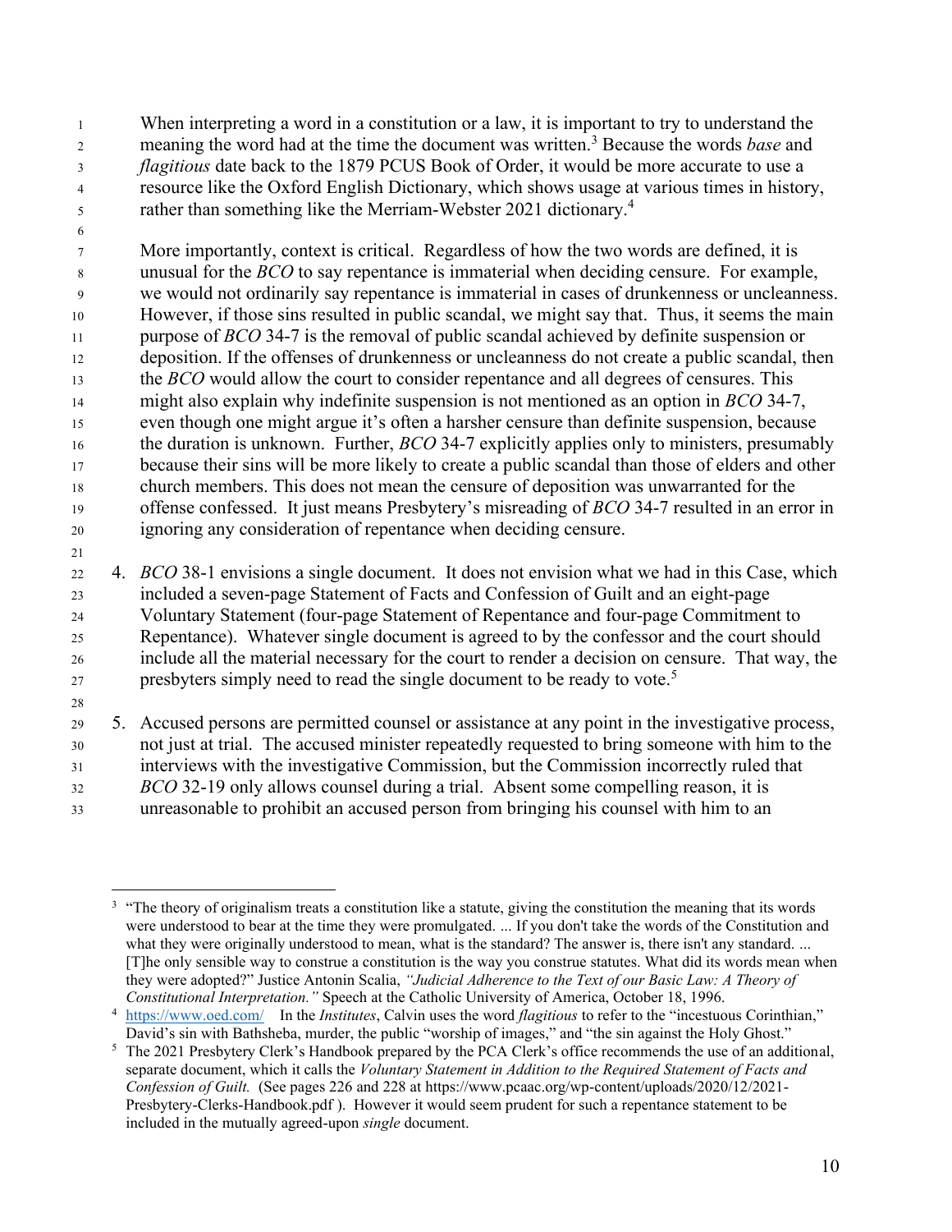When interpreting a word in a constitution or a law, it is important to try to understand the meaning the word had at the time the document was written.[3] Because the words *base* and *flagitious* date back to the 1879 PCUS Book of Order, it would be more accurate to use a resource like the Oxford English Dictionary, which shows usage at various times in history, rather than something like the Merriam-Webster 2021 dictionary.[4]

More importantly, context is critical. Regardless of how the two words are defined, it is unusual for the *BCO* to say repentance is immaterial when deciding censure. For example, we would not ordinarily say repentance is immaterial in cases of drunkenness or uncleanness. However, if those sins resulted in public scandal, we might say that. Thus, it seems the main purpose of *BCO* 34-7 is the removal of public scandal achieved by definite suspension or deposition. If the offenses of drunkenness or uncleanness do not create a public scandal, then the *BCO* would allow the court to consider repentance and all degrees of censures. This might also explain why indefinite suspension is not mentioned as an option in *BCO* 34-7, even though one might argue it's often a harsher censure than definite suspension, because the duration is unknown. Further, *BCO* 34-7 explicitly applies only to ministers, presumably because their sins will be more likely to create a public scandal than those of elders and other church members. This does not mean the censure of deposition was unwarranted for the offense confessed. It just means Presbytery's misreading of *BCO* 34-7 resulted in an error in ignoring any consideration of repentance when deciding censure.

4. *BCO* 38-1 envisions a single document. It does not envision what we had in this Case, which included a seven-page Statement of Facts and Confession of Guilt and an eight-page Voluntary Statement (four-page Statement of Repentance and four-page Commitment to Repentance). Whatever single document is agreed to by the confessor and the court should include all the material necessary for the court to render a decision on censure. That way, the presbyters simply need to read the single document to be ready to vote.[5]

5. Accused persons are permitted counsel or assistance at any point in the investigative process, not just at trial. The accused minister repeatedly requested to bring someone with him to the interviews with the investigative Commission, but the Commission incorrectly ruled that *BCO* 32-19 only allows counsel during a trial. Absent some compelling reason, it is unreasonable to prohibit an accused person from bringing his counsel with him to an

---

[3] "The theory of originalism treats a constitution like a statute, giving the constitution the meaning that its words were understood to bear at the time they were promulgated. ... If you don't take the words of the Constitution and what they were originally understood to mean, what is the standard? The answer is, there isn't any standard. ... [T]he only sensible way to construe a constitution is the way you construe statutes. What did its words mean when they were adopted?" Justice Antonin Scalia, *"Judicial Adherence to the Text of our Basic Law: A Theory of Constitutional Interpretation."* Speech at the Catholic University of America, October 18, 1996.

[4] https://www.oed.com/ In the *Institutes*, Calvin uses the word *flagitious* to refer to the "incestuous Corinthian," David's sin with Bathsheba, murder, the public "worship of images," and "the sin against the Holy Ghost."

[5] The 2021 Presbytery Clerk's Handbook prepared by the PCA Clerk's office recommends the use of an additional, separate document, which it calls the *Voluntary Statement in Addition to the Required Statement of Facts and Confession of Guilt.* (See pages 226 and 228 at https://www.pcaac.org/wp-content/uploads/2020/12/2021-Presbytery-Clerks-Handbook.pdf ). However it would seem prudent for such a repentance statement to be included in the mutually agreed-upon *single* document.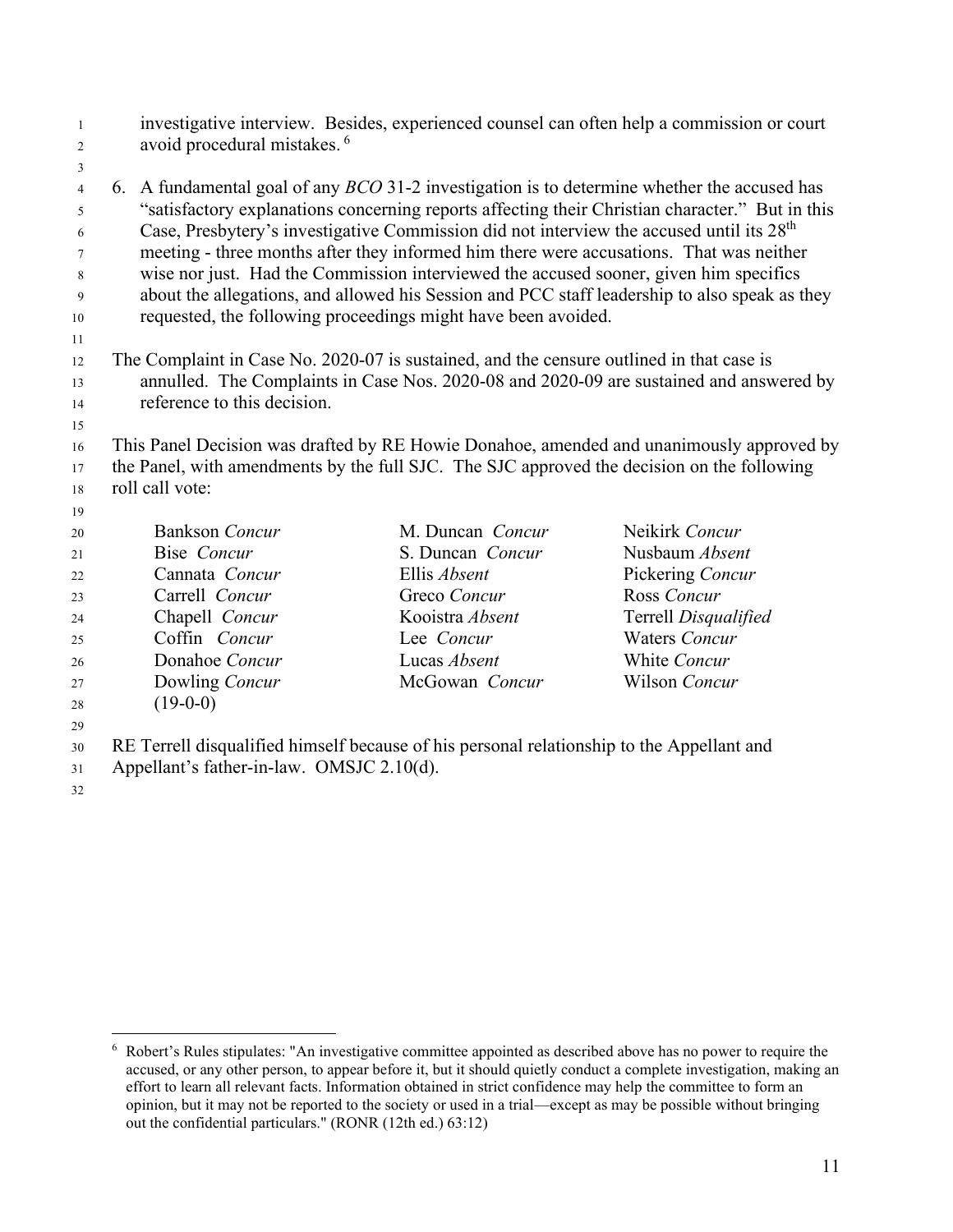investigative interview. Besides, experienced counsel can often help a commission or court avoid procedural mistakes.[6]

6. A fundamental goal of any *BCO* 31-2 investigation is to determine whether the accused has "satisfactory explanations concerning reports affecting their Christian character." But in this Case, Presbytery's investigative Commission did not interview the accused until its 28th meeting - three months after they informed him there were accusations. That was neither wise nor just. Had the Commission interviewed the accused sooner, given him specifics about the allegations, and allowed his Session and PCC staff leadership to also speak as they requested, the following proceedings might have been avoided.

The Complaint in Case No. 2020-07 is sustained, and the censure outlined in that case is annulled. The Complaints in Case Nos. 2020-08 and 2020-09 are sustained and answered by reference to this decision.

This Panel Decision was drafted by RE Howie Donahoe, amended and unanimously approved by the Panel, with amendments by the full SJC. The SJC approved the decision on the following roll call vote:

| | | |
|---|---|---|
| Bankson *Concur* | M. Duncan *Concur* | Neikirk *Concur* |
| Bise *Concur* | S. Duncan *Concur* | Nusbaum *Absent* |
| Cannata *Concur* | Ellis *Absent* | Pickering *Concur* |
| Carrell *Concur* | Greco *Concur* | Ross *Concur* |
| Chapell *Concur* | Kooistra *Absent* | Terrell *Disqualified* |
| Coffin *Concur* | Lee *Concur* | Waters *Concur* |
| Donahoe *Concur* | Lucas *Absent* | White *Concur* |
| Dowling *Concur* | McGowan *Concur* | Wilson *Concur* |

(19-0-0)

RE Terrell disqualified himself because of his personal relationship to the Appellant and Appellant's father-in-law. OMSJC 2.10(d).

---

[6] Robert's Rules stipulates: "An investigative committee appointed as described above has no power to require the accused, or any other person, to appear before it, but it should quietly conduct a complete investigation, making an effort to learn all relevant facts. Information obtained in strict confidence may help the committee to form an opinion, but it may not be reported to the society or used in a trial—except as may be possible without bringing out the confidential particulars." (RONR (12th ed.) 63:12)